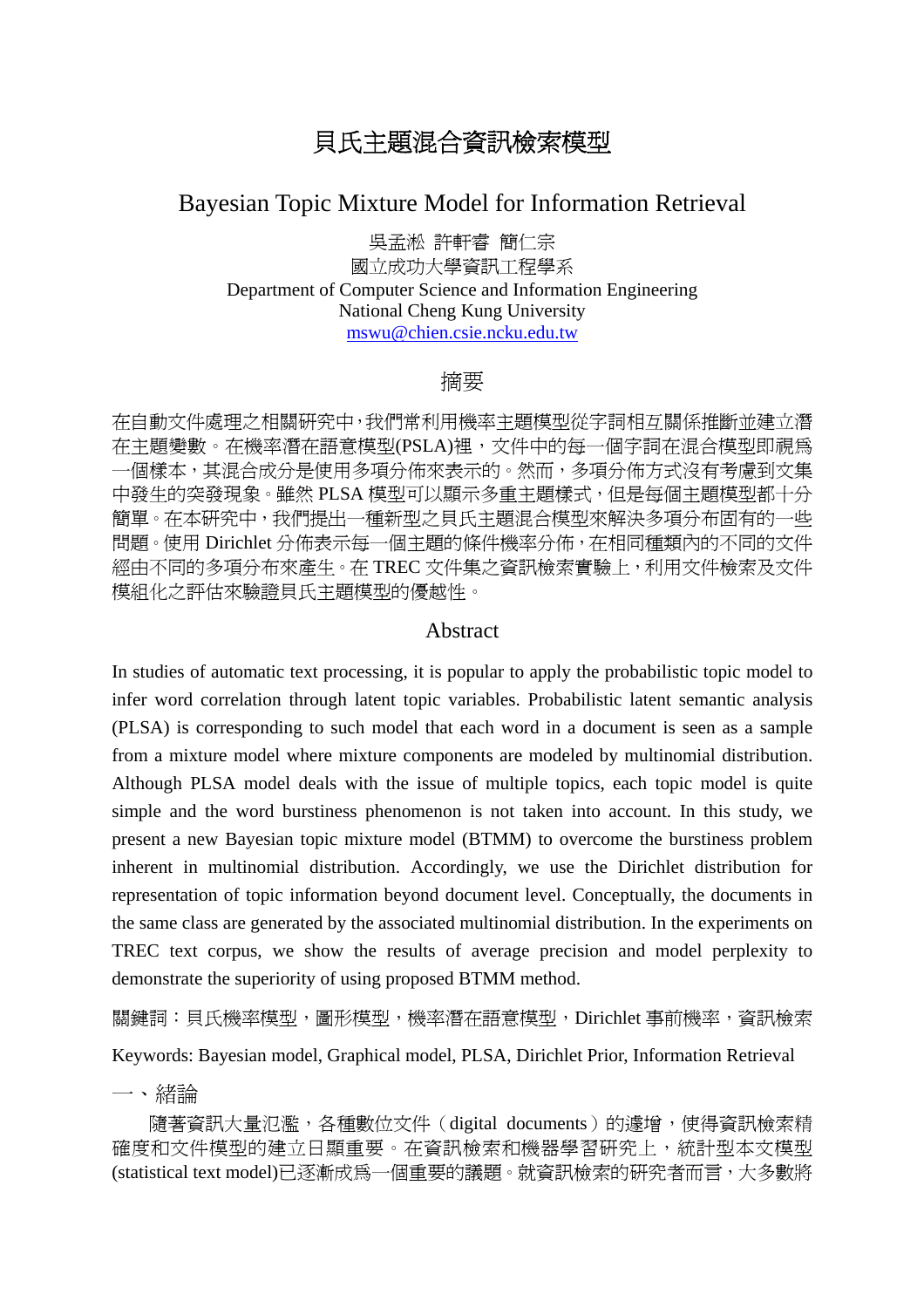# 貝氏主題混合資訊檢索模型

## Bayesian Topic Mixture Model for Information Retrieval

吳孟淞 許軒睿 簡仁宗

國立成功大學資訊工程學系

Department of Computer Science and Information Engineering

National Cheng Kung University

mswu@chien.csie.ncku.edu.tw

## 摘要

在自動文件處理之相關研究中，我們常利用機率主題模型從字詞相互關係推斷並建立潛在主題變數。在機率潛在語意模型(PSLA)裡，文件中的每一個字詞在混合模型即視爲一個樣本，其混合成分是使用多項分佈來表示的。然而，多項分佈方式沒有考慮到文集中發生的突發現象。雖然 PLSA 模型可以顯示多重主題樣式，但是每個主題模型都十分簡單。在本研究中，我們提出一種新型之貝氏主題混合模型來解決多項分布固有的一些問題。使用 Dirichlet 分佈表示每一個主題的條件機率分佈，在相同種類內的不同的文件經由不同的多項分布來產生。在 TREC 文件集之資訊檢索實驗上，利用文件檢索及文件模組化之評估來驗證貝氏主題模型的優越性。

## Abstract

In studies of automatic text processing, it is popular to apply the probabilistic topic model to infer word correlation through latent topic variables. Probabilistic latent semantic analysis (PLSA) is corresponding to such model that each word in a document is seen as a sample from a mixture model where mixture components are modeled by multinomial distribution. Although PLSA model deals with the issue of multiple topics, each topic model is quite simple and the word burstiness phenomenon is not taken into account. In this study, we present a new Bayesian topic mixture model (BTMM) to overcome the burstiness problem inherent in multinomial distribution. Accordingly, we use the Dirichlet distribution for representation of topic information beyond document level. Conceptually, the documents in the same class are generated by the associated multinomial distribution. In the experiments on TREC text corpus, we show the results of average precision and model perplexity to demonstrate the superiority of using proposed BTMM method.

關鍵詞：貝氏機率模型，圖形模型，機率潛在語意模型，Dirichlet 事前機率，資訊檢索

Keywords: Bayesian model, Graphical model, PLSA, Dirichlet Prior, Information Retrieval

## 一、緒論

隨著資訊大量氾濫，各種數位文件（digital documents）的遽增，使得資訊檢索精確度和文件模型的建立日顯重要。在資訊檢索和機器學習研究上，統計型本文模型(statistical text model)已逐漸成爲一個重要的議題。就資訊檢索的研究者而言，大多數將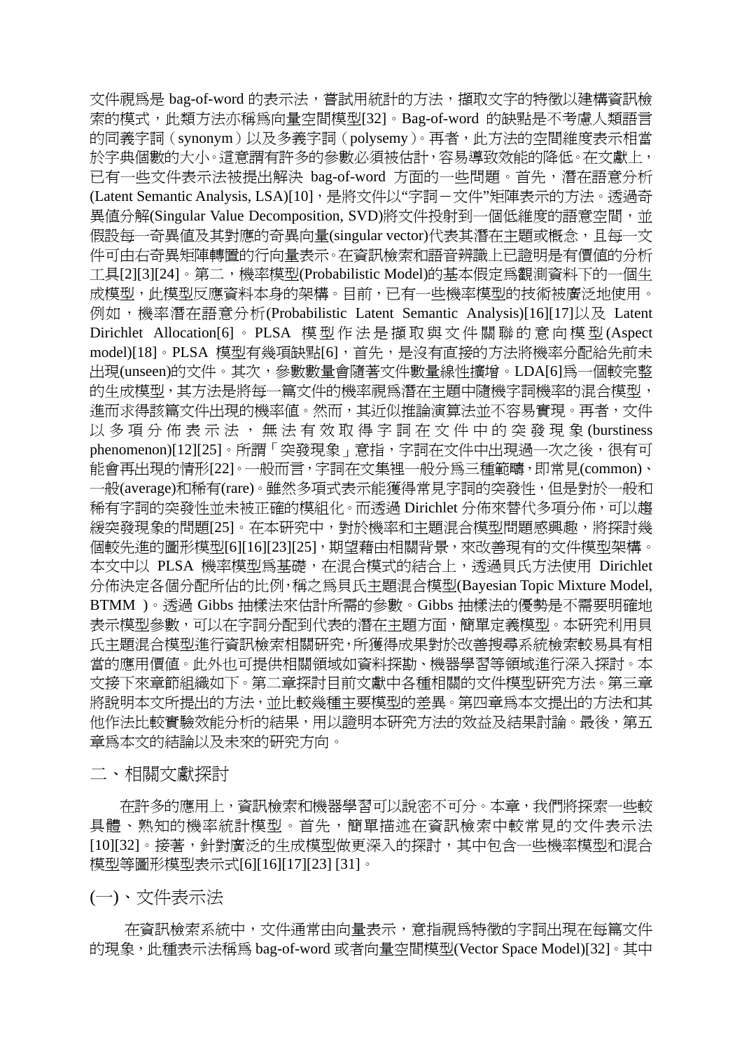文件視爲是 bag-of-word 的表示法，嘗試用統計的方法，擷取文字的特徵以建構資訊檢索的模式，此類方法亦稱爲向量空間模型[32]。Bag-of-word 的缺點是不考慮人類語言的同義字詞（synonym）以及多義字詞（polysemy）。再者，此方法的空間維度表示相當於字典個數的大小。這意謂有許多的參數必須被估計，容易導致效能的降低。在文獻上，已有一些文件表示法被提出解決 bag-of-word 方面的一些問題。首先，潛在語意分析(Latent Semantic Analysis, LSA)[10]，是將文件以"字詞－文件"矩陣表示的方法。透過奇異值分解(Singular Value Decomposition, SVD)將文件投射到一個低維度的語意空間，並假設每一奇異值及其對應的奇異向量(singular vector)代表其潛在主題或概念，且每一文件可由右奇異矩陣轉置的行向量表示。在資訊檢索和語音辨識上已證明是有價值的分析工具[2][3][24]。第二，機率模型(Probabilistic Model)的基本假定爲觀測資料下的一個生成模型，此模型反應資料本身的架構。目前，已有一些機率模型的技術被廣泛地使用。例如，機率潛在語意分析(Probabilistic Latent Semantic Analysis)[16][17]以及 Latent Dirichlet Allocation[6]。PLSA 模型作法是擷取與文件關聯的意向模型(Aspect model)[18]。PLSA 模型有幾項缺點[6]，首先，是沒有直接的方法將機率分配給先前未出現(unseen)的文件。其次，參數數量會隨著文件數量線性擴增。LDA[6]爲一個較完整的生成模型，其方法是將每一篇文件的機率視爲潛在主題中隨機字詞機率的混合模型，進而求得該篇文件出現的機率值。然而，其近似推論演算法並不容易實現。再者，文件以多項分佈表示法，無法有效取得字詞在文件中的突發現象(burstiness phenomenon)[12][25]。所謂「突發現象」意指，字詞在文件中出現過一次之後，很有可能會再出現的情形[22]。一般而言，字詞在文集裡一般分爲三種範疇，即常見(common)、一般(average)和稀有(rare)。雖然多項式表示能獲得常見字詞的突發性，但是對於一般和稀有字詞的突發性並未被正確的模組化。而透過 Dirichlet 分佈來替代多項分佈，可以趨緩突發現象的問題[25]。在本研究中，對於機率和主題混合模型問題感興趣，將探討幾個較先進的圖形模型[6][16][23][25]，期望藉由相關背景，來改善現有的文件模型架構。本文中以 PLSA 機率模型爲基礎，在混合模式的結合上，透過貝氏方法使用 Dirichlet 分佈決定各個分配所佔的比例，稱之爲貝氏主題混合模型(Bayesian Topic Mixture Model, BTMM)。透過 Gibbs 抽樣法來估計所需的參數。Gibbs 抽樣法的優勢是不需要明確地表示模型參數，可以在字詞分配到代表的潛在主題方面，簡單定義模型。本研究利用貝氏主題混合模型進行資訊檢索相關研究，所獲得成果對於改善搜尋系統檢索較易具有相當的應用價值。此外也可提供相關領域如資料探勘、機器學習等領域進行深入探討。本文接下來章節組織如下。第二章探討目前文獻中各種相關的文件模型研究方法。第三章將說明本文所提出的方法，並比較幾種主要模型的差異。第四章爲本文提出的方法和其他作法比較實驗效能分析的結果，用以證明本研究方法的效益及結果討論。最後，第五章爲本文的結論以及未來的研究方向。

## 二、相關文獻探討

在許多的應用上，資訊檢索和機器學習可以說密不可分。本章，我們將探索一些較具體、熟知的機率統計模型。首先，簡單描述在資訊檢索中較常見的文件表示法[10][32]。接著，針對廣泛的生成模型做更深入的探討，其中包含一些機率模型和混合模型等圖形模型表示式[6][16][17][23] [31]。

### (一)、文件表示法

在資訊檢索系統中，文件通常由向量表示，意指視爲特徵的字詞出現在每篇文件的現象，此種表示法稱爲 bag-of-word 或者向量空間模型(Vector Space Model)[32]。其中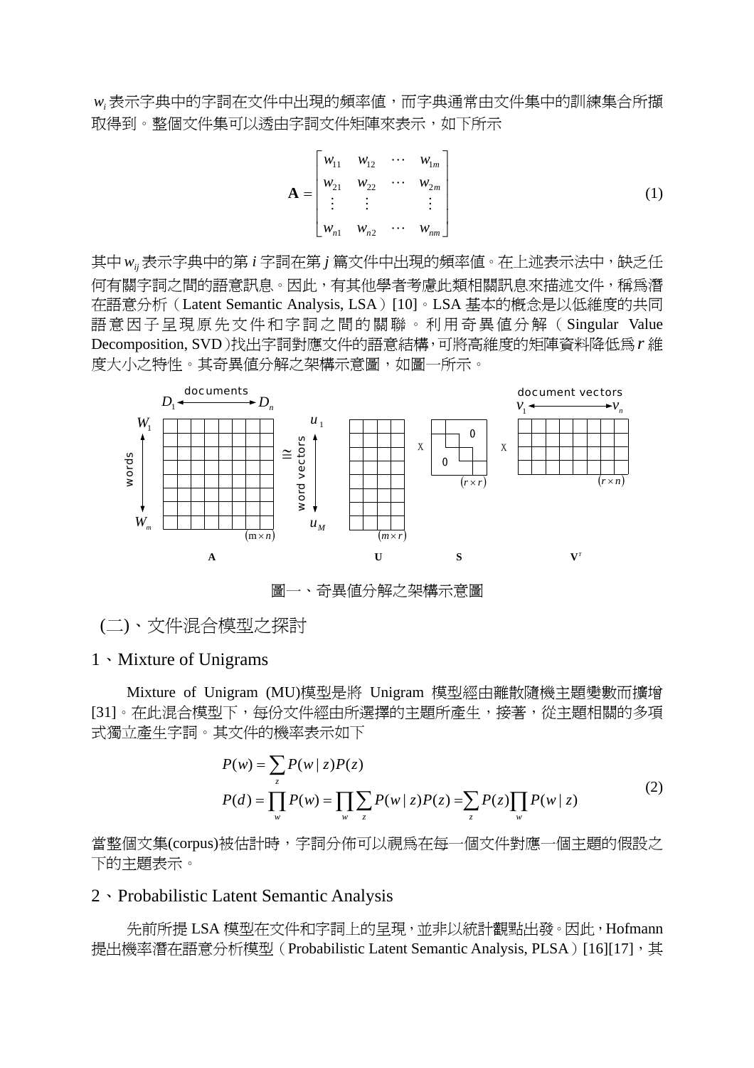$w_i$ 表示字典中的字詞在文件中出現的頻率值，而字典通常由文件集中的訓練集合所擷取得到。整個文件集可以透由字詞文件矩陣來表示，如下所示

$$\mathbf{A} = \begin{bmatrix} w_{11} & w_{12} & \cdots & w_{1m} \\ w_{21} & w_{22} & \cdots & w_{2m} \\ \vdots & \vdots & & \vdots \\ w_{n1} & w_{n2} & \cdots & w_{nm} \end{bmatrix} \tag{1}$$

其中 $w_{ij}$ 表示字典中的第 $i$ 字詞在第 $j$ 篇文件中出現的頻率值。在上述表示法中，缺乏任何有關字詞之間的語意訊息。因此，有其他學者考慮此類相關訊息來描述文件，稱為潛在語意分析（Latent Semantic Analysis, LSA）[10]。LSA 基本的概念是以低維度的共同語意因子呈現原先文件和字詞之間的關聯。利用奇異值分解（Singular Value Decomposition, SVD）找出字詞對應文件的語意結構，可將高維度的矩陣資料降低為 $r$ 維度大小之特性。其奇異值分解之架構示意圖，如圖一所示。

圖一、奇異值分解之架構示意圖

## (二)、文件混合模型之探討

### 1、Mixture of Unigrams

Mixture of Unigram (MU)模型是將 Unigram 模型經由離散隨機主題變數而擴增[31]。在此混合模型下，每份文件經由所選擇的主題所產生，接著，從主題相關的多項式獨立產生字詞。其文件的機率表示如下

$$\begin{aligned} P(w) &= \sum_z P(w \mid z)P(z) \\ P(d) &= \prod_w P(w) = \prod_w \sum_z P(w \mid z)P(z) = \sum_z P(z)\prod_w P(w \mid z) \end{aligned} \tag{2}$$

當整個文集(corpus)被估計時，字詞分佈可以視為在每一個文件對應一個主題的假設之下的主題表示。

### 2、Probabilistic Latent Semantic Analysis

先前所提 LSA 模型在文件和字詞上的呈現，並非以統計觀點出發。因此，Hofmann 提出機率潛在語意分析模型（Probabilistic Latent Semantic Analysis, PLSA）[16][17]，其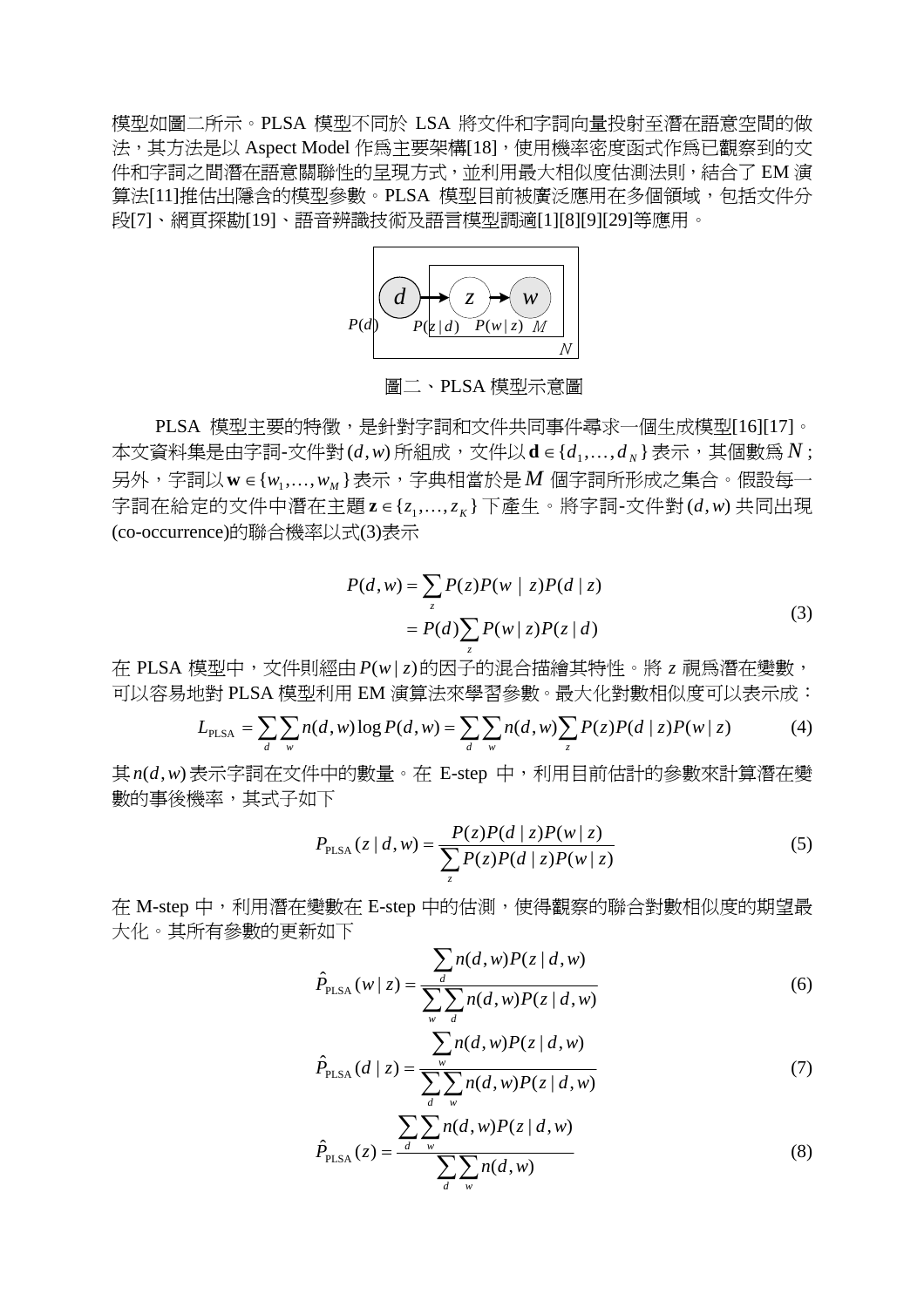模型如圖二所示。PLSA 模型不同於 LSA 將文件和字詞向量投射至潛在語意空間的做法，其方法是以 Aspect Model 作爲主要架構[18]，使用機率密度函式作爲已觀察到的文件和字詞之間潛在語意關聯性的呈現方式，並利用最大相似度估測法則，結合了 EM 演算法[11]推估出隱含的模型參數。PLSA 模型目前被廣泛應用在多個領域，包括文件分段[7]、網頁探勘[19]、語音辨識技術及語言模型調適[1][8][9][29]等應用。

圖二、PLSA 模型示意圖

PLSA 模型主要的特徵，是針對字詞和文件共同事件尋求一個生成模型[16][17]。本文資料集是由字詞-文件對 $(d, w)$ 所組成，文件以 $\mathbf{d} \in \{d_1, \ldots, d_N\}$ 表示，其個數爲 $N$；另外，字詞以 $\mathbf{w} \in \{w_1, \ldots, w_M\}$ 表示，字典相當於是 $M$ 個字詞所形成之集合。假設每一字詞在給定的文件中潛在主題 $\mathbf{z} \in \{z_1, \ldots, z_K\}$ 下產生。將字詞-文件對 $(d, w)$ 共同出現(co-occurrence)的聯合機率以式(3)表示

$$
\begin{aligned}
P(d, w) &= \sum_{z} P(z) P(w \mid z) P(d \mid z) \\
&= P(d) \sum_{z} P(w \mid z) P(z \mid d)
\end{aligned}
\tag{3}
$$

在 PLSA 模型中，文件則經由 $P(w \mid z)$ 的因子的混合描繪其特性。將 $z$ 視爲潛在變數，可以容易地對 PLSA 模型利用 EM 演算法來學習參數。最大化對數相似度可以表示成：

$$
L_{\mathrm{PLSA}} = \sum_{d} \sum_{w} n(d, w) \log P(d, w) = \sum_{d} \sum_{w} n(d, w) \sum_{z} P(z) P(d \mid z) P(w \mid z) \tag{4}
$$

其 $n(d, w)$ 表示字詞在文件中的數量。在 E-step 中，利用目前估計的參數來計算潛在變數的事後機率，其式子如下

$$
P_{\mathrm{PLSA}}(z \mid d, w) = \frac{P(z) P(d \mid z) P(w \mid z)}{\sum_{z} P(z) P(d \mid z) P(w \mid z)} \tag{5}
$$

在 M-step 中，利用潛在變數在 E-step 中的估測，使得觀察的聯合對數相似度的期望最大化。其所有參數的更新如下

$$
\hat{P}_{\mathrm{PLSA}}(w \mid z) = \frac{\sum_{d} n(d, w) P(z \mid d, w)}{\sum_{w} \sum_{d} n(d, w) P(z \mid d, w)} \tag{6}
$$

$$
\hat{P}_{\mathrm{PLSA}}(d \mid z) = \frac{\sum_{w} n(d, w) P(z \mid d, w)}{\sum_{d} \sum_{w} n(d, w) P(z \mid d, w)} \tag{7}
$$

$$
\hat{P}_{\mathrm{PLSA}}(z) = \frac{\sum_{d} \sum_{w} n(d, w) P(z \mid d, w)}{\sum_{d} \sum_{w} n(d, w)} \tag{8}
$$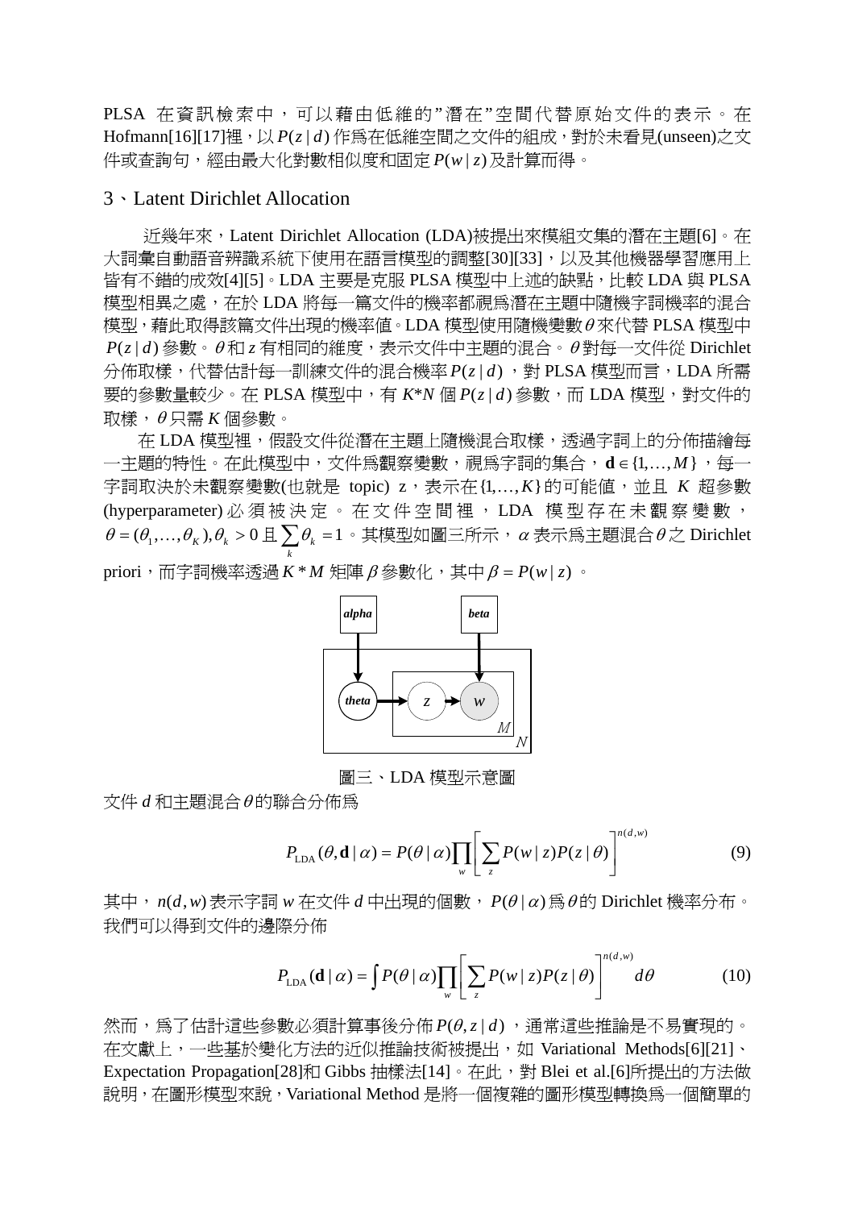PLSA 在資訊檢索中，可以藉由低維的"潛在"空間代替原始文件的表示。在 Hofmann[16][17]裡，以 $P(z|d)$ 作爲在低維空間之文件的組成，對於未看見(unseen)之文件或查詢句，經由最大化對數相似度和固定 $P(w|z)$ 及計算而得。

## 3、Latent Dirichlet Allocation

近幾年來，Latent Dirichlet Allocation (LDA)被提出來模組文集的潛在主題[6]。在大詞彙自動語音辨識系統下使用在語言模型的調整[30][33]，以及其他機器學習應用上皆有不錯的成效[4][5]。LDA 主要是克服 PLSA 模型中上述的缺點，比較 LDA 與 PLSA 模型相異之處，在於 LDA 將每一篇文件的機率都視爲潛在主題中隨機字詞機率的混合模型，藉此取得該篇文件出現的機率值。LDA 模型使用隨機變數 $\theta$ 來代替 PLSA 模型中 $P(z|d)$ 參數。$\theta$ 和 $z$ 有相同的維度，表示文件中主題的混合。$\theta$ 對每一文件從 Dirichlet 分佈取樣，代替估計每一訓練文件的混合機率 $P(z|d)$，對 PLSA 模型而言，LDA 所需要的參數量較少。在 PLSA 模型中，有 $K$*$N$ 個 $P(z|d)$ 參數，而 LDA 模型，對文件的取樣，$\theta$ 只需 $K$ 個參數。

在 LDA 模型裡，假設文件從潛在主題上隨機混合取樣，透過字詞上的分佈描繪每一主題的特性。在此模型中，文件爲觀察變數，視爲字詞的集合，$\mathbf{d} \in \{1,\ldots,M\}$，每一字詞取決於未觀察變數(也就是 topic) z，表示在 $\{1,\ldots,K\}$ 的可能值，並且 $K$ 超參數(hyperparameter)必須被決定。在文件空間裡，LDA 模型存在未觀察變數，$\theta = (\theta_1,\ldots,\theta_K), \theta_k > 0$ 且 $\sum_k \theta_k = 1$。其模型如圖三所示，$\alpha$ 表示爲主題混合 $\theta$ 之 Dirichlet priori，而字詞機率透過 $K*M$ 矩陣 $\beta$ 參數化，其中 $\beta = P(w|z)$。

圖三、LDA 模型示意圖

文件 $d$ 和主題混合 $\theta$ 的聯合分佈爲

$$P_{\mathrm{LDA}}(\theta,\mathbf{d}\,|\,\alpha) = P(\theta\,|\,\alpha)\prod_{w}\left[\sum_{z} P(w\,|\,z)P(z\,|\,\theta)\right]^{n(d,w)} \tag{9}$$

其中，$n(d,w)$ 表示字詞 $w$ 在文件 $d$ 中出現的個數，$P(\theta|\alpha)$ 爲 $\theta$ 的 Dirichlet 機率分布。我們可以得到文件的邊際分佈

$$P_{\mathrm{LDA}}(\mathbf{d}\,|\,\alpha) = \int P(\theta\,|\,\alpha)\prod_{w}\left[\sum_{z} P(w\,|\,z)P(z\,|\,\theta)\right]^{n(d,w)} d\theta \tag{10}$$

然而，爲了估計這些參數必須計算事後分佈 $P(\theta, z|d)$，通常這些推論是不易實現的。在文獻上，一些基於變化方法的近似推論技術被提出，如 Variational Methods[6][21]、Expectation Propagation[28]和 Gibbs 抽樣法[14]。在此，對 Blei et al.[6]所提出的方法做說明，在圖形模型來說，Variational Method 是將一個複雜的圖形模型轉換爲一個簡單的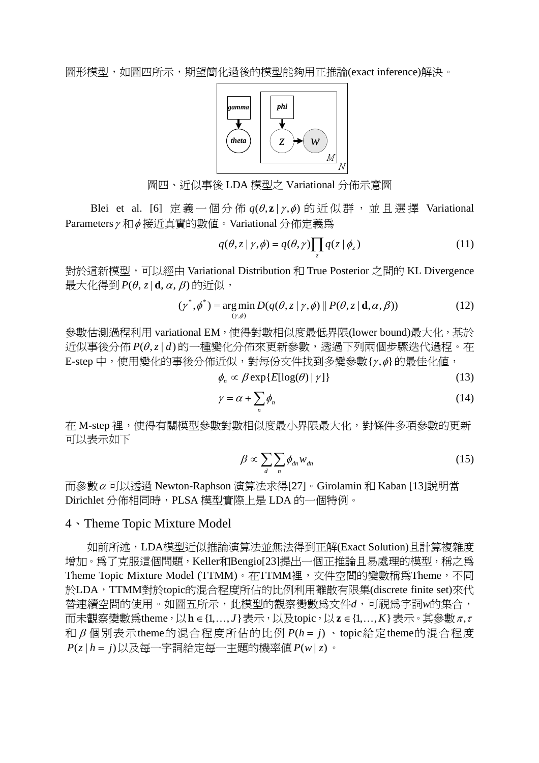圖形模型，如圖四所示，期望簡化過後的模型能夠用正推論(exact inference)解決。

圖四、近似事後 LDA 模型之 Variational 分佈示意圖

Blei et al. [6] 定義一個分佈 $q(\theta, \mathbf{z} | \gamma, \phi)$ 的近似群，並且選擇 Variational Parameters $\gamma$ 和 $\phi$ 接近真實的數值。Variational 分佈定義為

$$q(\theta, z | \gamma, \phi) = q(\theta, \gamma) \prod_{z} q(z | \phi_z) \tag{11}$$

對於這新模型，可以經由 Variational Distribution 和 True Posterior 之間的 KL Divergence 最大化得到 $P(\theta, z | \mathbf{d}, \alpha, \beta)$ 的近似，

$$(\gamma^*, \phi^*) = \underset{(\gamma, \phi)}{\arg\min}\, D(q(\theta, z | \gamma, \phi) \,||\, P(\theta, z | \mathbf{d}, \alpha, \beta)) \tag{12}$$

參數估測過程利用 variational EM，使得對數相似度最低界限(lower bound)最大化，基於近似事後分佈 $P(\theta, z | d)$ 的一種變化分佈來更新參數，透過下列兩個步驟迭代過程。在 E-step 中，使用變化的事後分佈近似，對每份文件找到多變參數 $\{\gamma, \phi\}$ 的最佳化值，

$$\phi_n \propto \beta \exp\{E[\log(\theta) | \gamma]\} \tag{13}$$

$$\gamma = \alpha + \sum_{n} \phi_n \tag{14}$$

在 M-step 裡，使得有關模型參數對數相似度最小界限最大化，對條件多項參數的更新可以表示如下

$$\beta \propto \sum_{d} \sum_{n} \phi_{dn} w_{dn} \tag{15}$$

而參數 $\alpha$ 可以透過 Newton-Raphson 演算法求得[27]。Girolamin 和 Kaban [13]說明當 Dirichlet 分佈相同時，PLSA 模型實際上是 LDA 的一個特例。

## 4、Theme Topic Mixture Model

如前所述，LDA模型近似推論演算法並無法得到正解(Exact Solution)且計算複雜度增加。為了克服這個問題，Keller和Bengio[23]提出一個正推論且易處理的模型，稱之為 Theme Topic Mixture Model (TTMM)。在TTMM裡，文件空間的變數稱為Theme，不同於LDA，TTMM對於topic的混合程度所佔的比例利用離散有限集(discrete finite set)來代替連續空間的使用。如圖五所示，此模型的觀察變數為文件$d$，可視為字詞$w$的集合，而未觀察變數為theme，以 $\mathbf{h} \in \{1, \ldots, J\}$ 表示，以及topic，以 $\mathbf{z} \in \{1, \ldots, K\}$ 表示。其參數 $\pi, \tau$ 和 $\beta$ 個別表示theme的混合程度所佔的比例 $P(h = j)$ 、topic給定theme的混合程度 $P(z | h = j)$ 以及每一字詞給定每一主題的機率值 $P(w | z)$ 。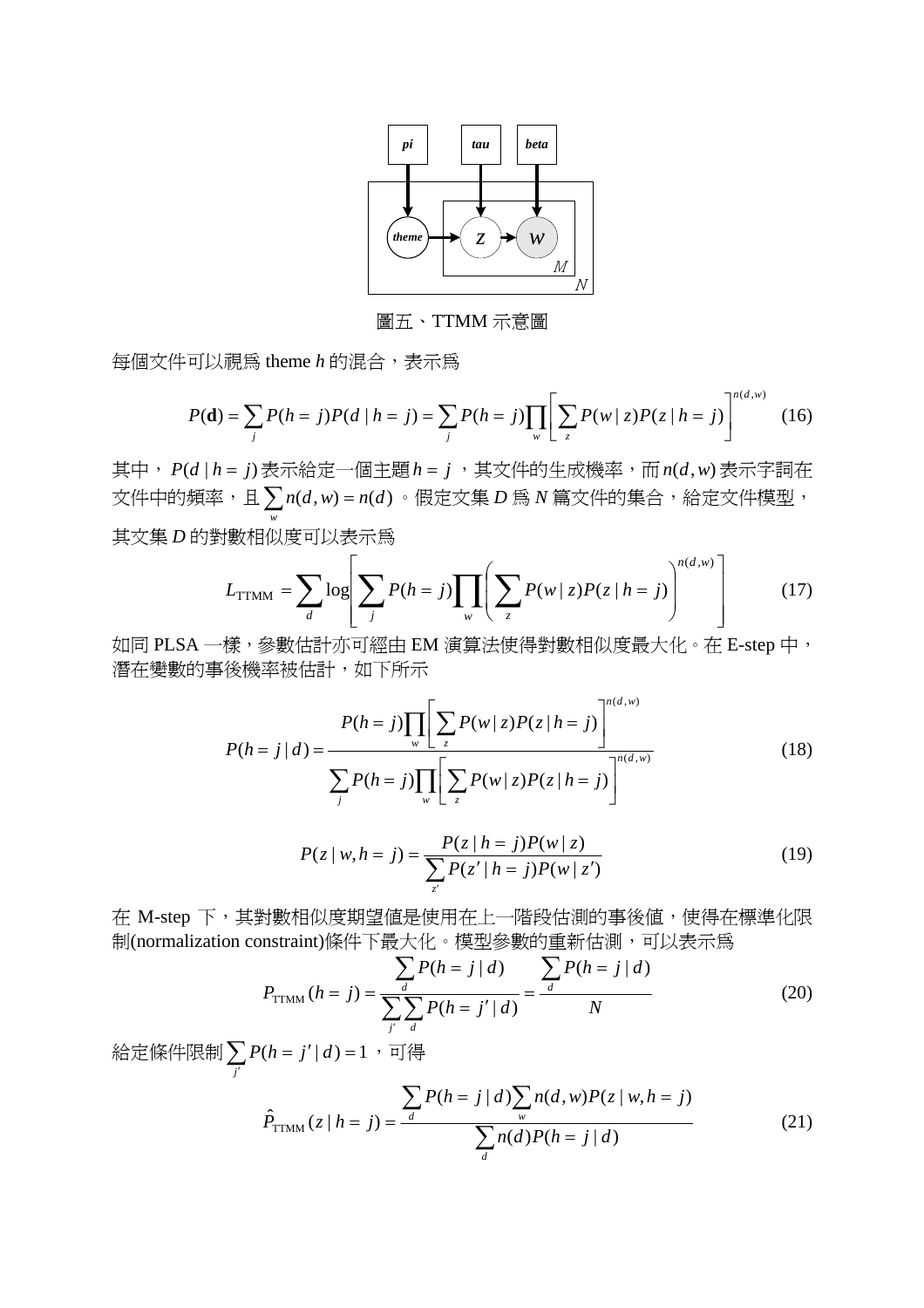圖五、TTMM 示意圖

每個文件可以視爲 theme $h$ 的混合，表示爲

$$P(\mathbf{d}) = \sum_j P(h=j)P(d \mid h=j) = \sum_j P(h=j)\prod_w \left[\sum_z P(w \mid z)P(z \mid h=j)\right]^{n(d,w)} \quad (16)$$

其中，$P(d \mid h=j)$ 表示給定一個主題 $h=j$，其文件的生成機率，而 $n(d,w)$ 表示字詞在文件中的頻率，且 $\sum_w n(d,w) = n(d)$。假定文集 $D$ 爲 $N$ 篇文件的集合，給定文件模型，其文集 $D$ 的對數相似度可以表示爲

$$L_{\text{TTMM}} = \sum_d \log\left[\sum_j P(h=j)\prod_w \left(\sum_z P(w \mid z)P(z \mid h=j)\right)^{n(d,w)}\right] \quad (17)$$

如同 PLSA 一樣，參數估計亦可經由 EM 演算法使得對數相似度最大化。在 E-step 中，潛在變數的事後機率被估計，如下所示

$$P(h=j \mid d) = \frac{P(h=j)\prod_w \left[\sum_z P(w \mid z)P(z \mid h=j)\right]^{n(d,w)}}{\sum_j P(h=j)\prod_w \left[\sum_z P(w \mid z)P(z \mid h=j)\right]^{n(d,w)}} \quad (18)$$

$$P(z \mid w, h=j) = \frac{P(z \mid h=j)P(w \mid z)}{\sum_{z'} P(z' \mid h=j)P(w \mid z')} \quad (19)$$

在 M-step 下，其對數相似度期望值是使用在上一階段估測的事後值，使得在標準化限制(normalization constraint)條件下最大化。模型參數的重新估測，可以表示爲

$$P_{\text{TTMM}}(h=j) = \frac{\sum_d P(h=j \mid d)}{\sum_{j'}\sum_d P(h=j' \mid d)} = \frac{\sum_d P(h=j \mid d)}{N} \quad (20)$$

給定條件限制 $\sum_{j'} P(h=j' \mid d) = 1$，可得

$$\hat{P}_{\text{TTMM}}(z \mid h=j) = \frac{\sum_d P(h=j \mid d)\sum_w n(d,w)P(z \mid w, h=j)}{\sum_d n(d)P(h=j \mid d)} \quad (21)$$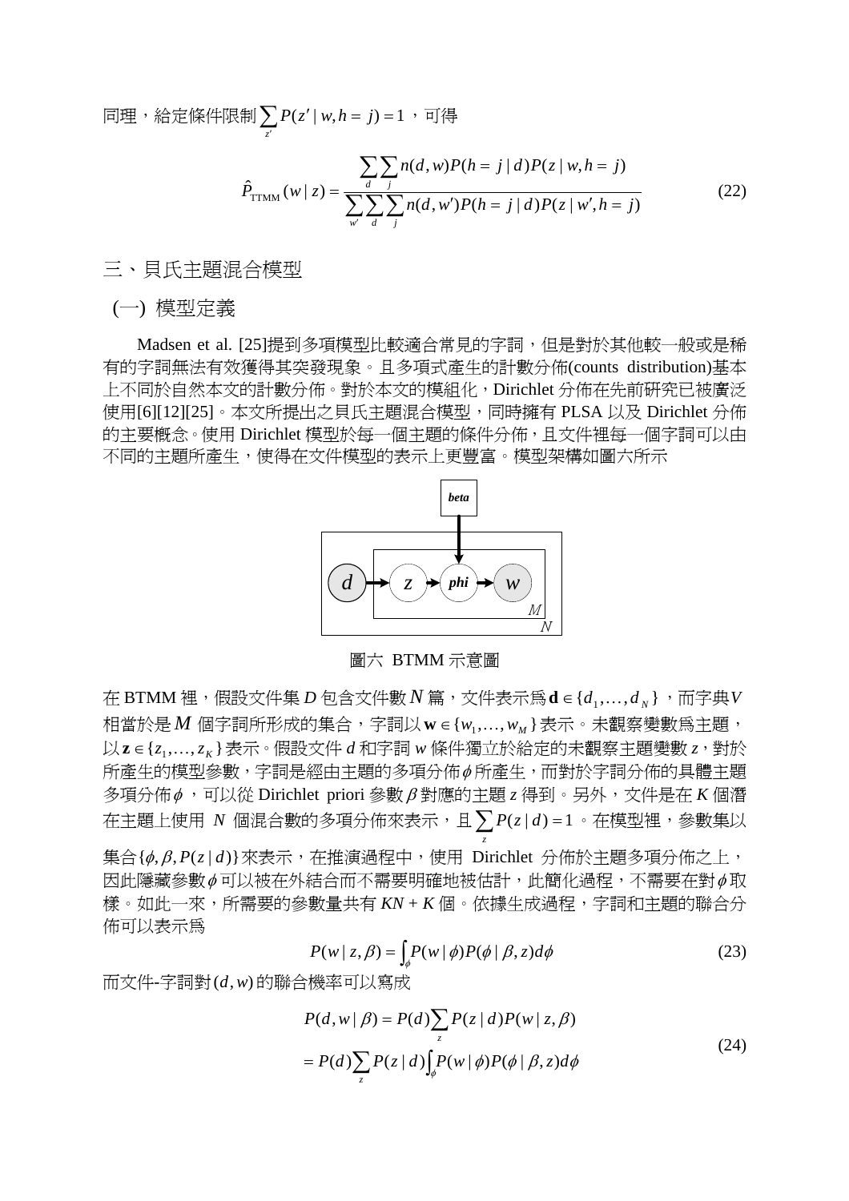同理，給定條件限制$\sum_{z'} P(z' \mid w, h=j) = 1$，可得

$$\hat{P}_{\text{TTMM}}(w \mid z) = \frac{\sum_{d}\sum_{j} n(d,w)P(h=j \mid d)P(z \mid w, h=j)}{\sum_{w'}\sum_{d}\sum_{j} n(d,w')P(h=j \mid d)P(z \mid w', h=j)} \tag{22}$$

## 三、貝氏主題混合模型

### (一) 模型定義

Madsen et al. [25]提到多項模型比較適合常見的字詞，但是對於其他較一般或是稀有的字詞無法有效獲得其突發現象。且多項式產生的計數分佈(counts distribution)基本上不同於自然本文的計數分佈。對於本文的模組化，Dirichlet 分佈在先前研究已被廣泛使用[6][12][25]。本文所提出之貝氏主題混合模型，同時擁有 PLSA 以及 Dirichlet 分佈的主要概念。使用 Dirichlet 模型於每一個主題的條件分佈，且文件裡每一個字詞可以由不同的主題所產生，使得在文件模型的表示上更豐富。模型架構如圖六所示

圖六 BTMM 示意圖

在 BTMM 裡，假設文件集 $D$ 包含文件數 $N$ 篇，文件表示爲 $\mathbf{d} \in \{d_1, \ldots, d_N\}$，而字典 $V$ 相當於是 $M$ 個字詞所形成的集合，字詞以 $\mathbf{w} \in \{w_1, \ldots, w_M\}$ 表示。未觀察變數爲主題，以 $\mathbf{z} \in \{z_1, \ldots, z_K\}$ 表示。假設文件 $d$ 和字詞 $w$ 條件獨立於給定的未觀察主題變數 $z$，對於所產生的模型參數，字詞是經由主題的多項分佈 $\phi$ 所產生，而對於字詞分佈的具體主題多項分佈 $\phi$，可以從 Dirichlet priori 參數 $\beta$ 對應的主題 $z$ 得到。另外，文件是在 $K$ 個潛在主題上使用 $N$ 個混合數的多項分佈來表示，且 $\sum_{z} P(z \mid d) = 1$。在模型裡，參數集以集合 $\{\phi, \beta, P(z \mid d)\}$ 來表示，在推演過程中，使用 Dirichlet 分佈於主題多項分佈之上，因此隱藏參數 $\phi$ 可以被在外結合而不需要明確地被估計，此簡化過程，不需要在對 $\phi$ 取樣。如此一來，所需要的參數量共有 $KN + K$ 個。依據生成過程，字詞和主題的聯合分佈可以表示爲

$$P(w \mid z, \beta) = \int_{\phi} P(w \mid \phi) P(\phi \mid \beta, z) d\phi \tag{23}$$

而文件-字詞對 $(d, w)$ 的聯合機率可以寫成

$$\begin{aligned} P(d, w \mid \beta) &= P(d) \sum_{z} P(z \mid d) P(w \mid z, \beta) \\ &= P(d) \sum_{z} P(z \mid d) \int_{\phi} P(w \mid \phi) P(\phi \mid \beta, z) d\phi \end{aligned} \tag{24}$$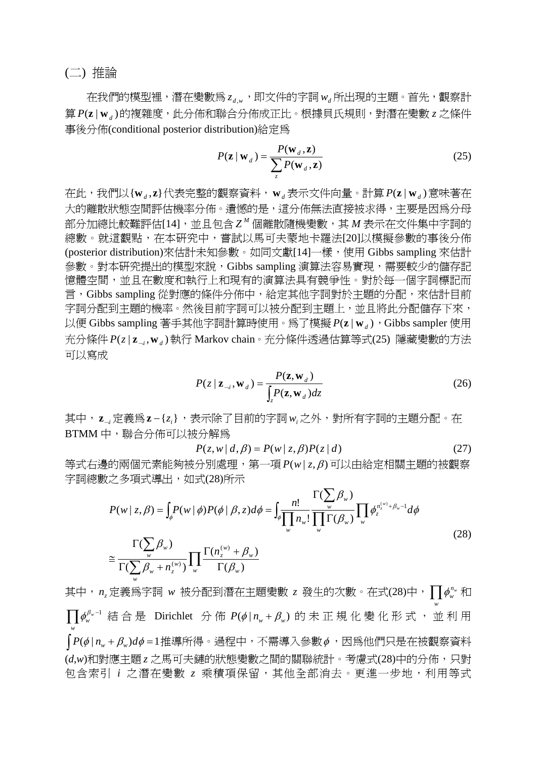(二) 推論

在我們的模型裡，潛在變數為 $z_{d,w}$，即文件的字詞 $w_d$ 所出現的主題。首先，觀察計算 $P(\mathbf{z}\,|\,\mathbf{w}_d)$ 的複雜度，此分佈和聯合分佈成正比。根據貝氏規則，對潛在變數 $z$ 之條件事後分佈(conditional posterior distribution)給定為

$$P(\mathbf{z}\,|\,\mathbf{w}_d) = \frac{P(\mathbf{w}_d, \mathbf{z})}{\sum_z P(\mathbf{w}_d, \mathbf{z})} \tag{25}$$

在此，我們以 $\{\mathbf{w}_d, \mathbf{z}\}$ 代表完整的觀察資料，$\mathbf{w}_d$ 表示文件向量。計算 $P(\mathbf{z}\,|\,\mathbf{w}_d)$ 意味著在大的離散狀態空間評估機率分佈。遺憾的是，這分佈無法直接被求得，主要是因為分母部分加總比較難評估[14]，並且包含 $Z^M$ 個離散隨機變數，其 $M$ 表示在文件集中字詞的總數。就這觀點，在本研究中，嘗試以馬可夫蒙地卡羅法[20]以模擬參數的事後分佈(posterior distribution)來估計未知參數。如同文獻[14]一樣，使用 Gibbs sampling 來估計參數。對本研究提出的模型來說，Gibbs sampling 演算法容易實現，需要較少的儲存記憶體空間，並且在數度和執行上和現有的演算法具有競爭性。對於每一個字詞標記而言，Gibbs sampling 從對應的條件分佈中，給定其他字詞對於主題的分配，來估計目前字詞分配到主題的機率。然後目前字詞可以被分配到主題上，並且將此分配儲存下來，以便 Gibbs sampling 著手其他字詞計算時使用。為了模擬 $P(\mathbf{z}\,|\,\mathbf{w}_d)$，Gibbs sampler 使用充分條件 $P(z\,|\,\mathbf{z}_{-i}, \mathbf{w}_d)$ 執行 Markov chain。充分條件透過估算等式(25) 隱藏變數的方法可以寫成

$$P(z\,|\,\mathbf{z}_{-i}, \mathbf{w}_d) = \frac{P(\mathbf{z}, \mathbf{w}_d)}{\int_z P(\mathbf{z}, \mathbf{w}_d)dz} \tag{26}$$

其中，$\mathbf{z}_{-i}$ 定義為 $\mathbf{z} - \{z_i\}$，表示除了目前的字詞 $w_i$ 之外，對所有字詞的主題分配。在 BTMM 中，聯合分佈可以被分解為

$$P(z, w\,|\,d, \beta) = P(w\,|\,z, \beta)P(z\,|\,d) \tag{27}$$

等式右邊的兩個元素能夠被分別處理，第一項 $P(w\,|\,z,\beta)$ 可以由給定相關主題的被觀察字詞總數之多項式導出，如式(28)所示

$$\begin{aligned} P(w\,|\,z,\beta) &= \int_\phi P(w\,|\,\phi)P(\phi\,|\,\beta,z)d\phi = \int_\phi \frac{n!}{\prod_w n_w!} \frac{\Gamma(\sum_w \beta_w)}{\prod_w \Gamma(\beta_w)} \prod_w \phi_z^{n_z^{(w)}+\beta_w-1} d\phi \\ &\cong \frac{\Gamma(\sum_w \beta_w)}{\Gamma(\sum_w \beta_w + n_z^{(w)})} \prod_w \frac{\Gamma(n_z^{(w)}+\beta_w)}{\Gamma(\beta_w)} \end{aligned} \tag{28}$$

其中，$n_z$ 定義為字詞 $w$ 被分配到潛在主題變數 $z$ 發生的次數。在式(28)中，$\prod_w \phi_w^{n_w}$ 和 $\prod_w \phi_w^{\beta_w-1}$ 結合是 Dirichlet 分佈 $P(\phi\,|\,n_w+\beta_w)$ 的未正規化變化形式，並利用 $\int P(\phi\,|\,n_w+\beta_w)d\phi = 1$ 推導所得。過程中，不需導入參數 $\phi$，因為他們只是在被觀察資料 $(d,w)$ 和對應主題 $z$ 之馬可夫鏈的狀態變數之間的關聯統計。考慮式(28)中的分佈，只對包含索引 $i$ 之潛在變數 $z$ 乘積項保留，其他全部消去。更進一步地，利用等式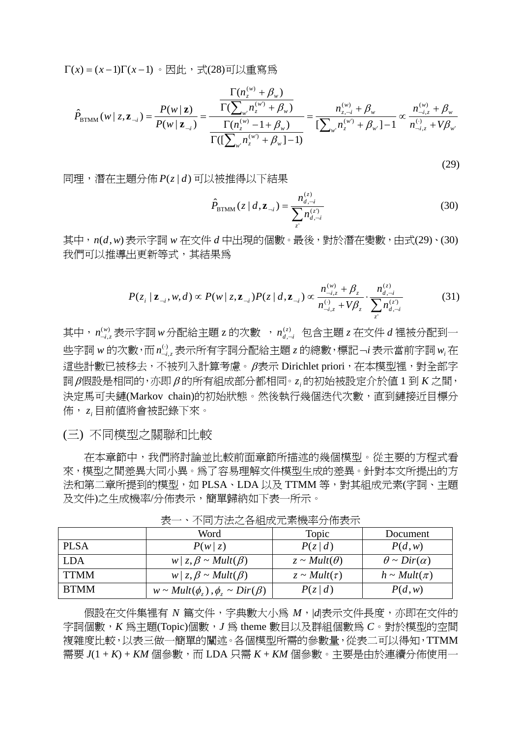$\Gamma(x)=(x-1)\Gamma(x-1)$。因此，式(28)可以重寫爲

$$
\hat{P}_{\mathrm{BTMM}}(w\,|\,z,\mathbf{z}_{\neg i})=\frac{P(w\,|\,\mathbf{z})}{P(w\,|\,\mathbf{z}_{\neg i})}=\frac{\dfrac{\Gamma(n_z^{(w)}+\beta_w)}{\Gamma(\sum_{w'}n_z^{(w')}+\beta_w)}}{\dfrac{\Gamma(n_z^{(w)}-1+\beta_w)}{\Gamma([\sum_{w'}n_z^{(w')}+\beta_w]-1)}}=\frac{n_{z,\neg i}^{(w)}+\beta_w}{[\sum_{w'}n_z^{(w')}+\beta_{w'}]-1}\propto\frac{n_{\neg i,z}^{(w)}+\beta_w}{n_{\neg i,z}^{(\cdot)}+V\beta_{w'}} \tag{29}
$$

同理，潛在主題分佈 $P(z\,|\,d)$ 可以被推得以下結果

$$
\hat{P}_{\mathrm{BTMM}}(z\,|\,d,\mathbf{z}_{\neg i})=\frac{n_{d,\neg i}^{(z)}}{\sum_{z'}n_{d,\neg i}^{(z')}} \tag{30}
$$

其中，$n(d,w)$ 表示字詞 $w$ 在文件 $d$ 中出現的個數。最後，對於潛在變數，由式(29)、(30)我們可以推導出更新等式，其結果爲

$$
P(z_i\,|\,\mathbf{z}_{\neg i},w,d)\propto P(w\,|\,z,\mathbf{z}_{\neg i})P(z\,|\,d,\mathbf{z}_{\neg i})\propto\frac{n_{\neg i,z}^{(w)}+\beta_z}{n_{\neg i,z}^{(\cdot)}+V\beta_z}\cdot\frac{n_{d,\neg i}^{(z)}}{\sum_{z'}n_{d,\neg i}^{(z')}} \tag{31}
$$

其中，$n_{\neg i,z}^{(w)}$ 表示字詞 $w$ 分配給主題 z 的次數 ，$n_{d,\neg i}^{(z)}$ 包含主題 $z$ 在文件 $d$ 裡被分配到一些字詞 $w$ 的次數，而 $n_{\neg i,z}^{(\cdot)}$ 表示所有字詞分配給主題 $z$ 的總數，標記 $\neg i$ 表示當前字詞 $w_i$ 在這些計數已被移去，不被列入計算考慮。$\beta$表示 Dirichlet priori，在本模型裡，對全部字詞 $\beta$假設是相同的，亦即 $\beta$ 的所有組成部分都相同。$z_i$ 的初始被設定介於值 1 到 $K$ 之間，決定馬可夫鏈(Markov chain)的初始狀態。然後執行幾個迭代次數，直到鏈接近目標分佈，$z_i$ 目前值將會被記錄下來。

## (三) 不同模型之關聯和比較

在本章節中，我們將討論並比較前面章節所描述的幾個模型。從主要的方程式看來，模型之間差異大同小異。爲了容易理解文件模型生成的差異。針對本文所提出的方法和第二章所提到的模型，如 PLSA、LDA 以及 TTMM 等，對其組成元素(字詞、主題及文件)之生成機率/分佈表示，簡單歸納如下表一所示。

表一、不同方法之各組成元素機率分佈表示

| | Word | Topic | Document |
|---|---|---|---|
| PLSA | $P(w\,\|\,z)$ | $P(z\,\|\,d)$ | $P(d,w)$ |
| LDA | $w\,\|\,z,\beta\sim Mult(\beta)$ | $z\sim Mult(\theta)$ | $\theta\sim Dir(\alpha)$ |
| TTMM | $w\,\|\,z,\beta\sim Mult(\beta)$ | $z\sim Mult(\tau)$ | $h\sim Mult(\pi)$ |
| BTMM | $w\sim Mult(\phi_z)\,,\phi_z\sim Dir(\beta)$ | $P(z\,\|\,d)$ | $P(d,w)$ |

假設在文件集裡有 $N$ 篇文件，字典數大小爲 $M$，$|d|$表示文件長度，亦即在文件的字詞個數，$K$ 爲主題(Topic)個數，$J$ 爲 theme 數目以及群組個數爲 $C$。對於模型的空間複雜度比較，以表三做一簡單的闡述。各個模型所需的參數量，從表二可以得知，TTMM 需要 $J(1+K)+KM$ 個參數，而 LDA 只需 $K+KM$ 個參數。主要是由於連續分佈使用一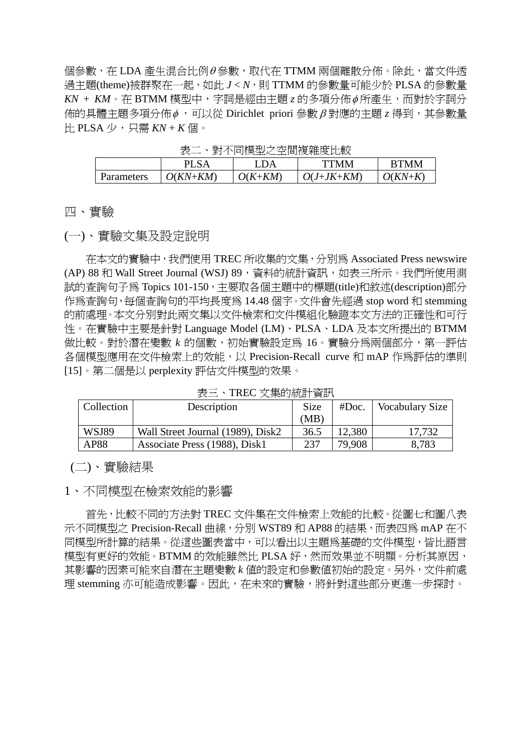個參數，在 LDA 產生混合比例$\theta$參數，取代在 TTMM 兩個離散分佈。除此，當文件透過主題(theme)被群聚在一起，如此 $J < N$，則 TTMM 的參數量可能少於 PLSA 的參數量 $KN + KM$。在 BTMM 模型中，字詞是經由主題 $z$ 的多項分佈$\phi$所產生，而對於字詞分佈的具體主題多項分佈$\phi$，可以從 Dirichlet priori 參數$\beta$對應的主題 $z$ 得到，其參數量比 PLSA 少，只需 $KN + K$ 個。

表二、對不同模型之空間複雜度比較

| | PLSA | LDA | TTMM | BTMM |
|---|---|---|---|---|
| Parameters | $O(KN+KM)$ | $O(K+KM)$ | $O(J+JK+KM)$ | $O(KN+K)$ |

# 四、實驗

## (一)、實驗文集及設定說明

在本文的實驗中，我們使用 TREC 所收集的文集，分別為 Associated Press newswire (AP) 88 和 Wall Street Journal (WSJ) 89，資料的統計資訊，如表三所示。我們所使用測試的查詢句子為 Topics 101-150，主要取各個主題中的標題(title)和敘述(description)部分作為查詢句，每個查詢句的平均長度為 14.48 個字。文件會先經過 stop word 和 stemming 的前處理。本文分別對此兩文集以文件檢索和文件模組化驗證本文方法的正確性和可行性。在實驗中主要是針對 Language Model (LM)、PLSA、LDA 及本文所提出的 BTMM 做比較。對於潛在變數 $k$ 的個數，初始實驗設定為 16。實驗分為兩個部分，第一評估各個模型應用在文件檢索上的效能，以 Precision-Recall curve 和 mAP 作為評估的準則[15]。第二個是以 perplexity 評估文件模型的效果。

表三、TREC 文集的統計資訊

| Collection | Description | Size (MB) | #Doc. | Vocabulary Size |
|---|---|---|---|---|
| WSJ89 | Wall Street Journal (1989), Disk2 | 36.5 | 12,380 | 17,732 |
| AP88 | Associate Press (1988), Disk1 | 237 | 79,908 | 8,783 |

## (二)、實驗結果

### 1、不同模型在檢索效能的影響

首先，比較不同的方法對 TREC 文件集在文件檢索上效能的比較。從圖七和圖八表示不同模型之 Precision-Recall 曲線，分別 WST89 和 AP88 的結果，而表四為 mAP 在不同模型所計算的結果。從這些圖表當中，可以看出以主題為基礎的文件模型，皆比語言模型有更好的效能。BTMM 的效能雖然比 PLSA 好，然而效果並不明顯。分析其原因，其影響的因素可能來自潛在主題變數 $k$ 值的設定和參數值初始的設定。另外，文件前處理 stemming 亦可能造成影響。因此，在未來的實驗，將針對這些部分更進一步探討。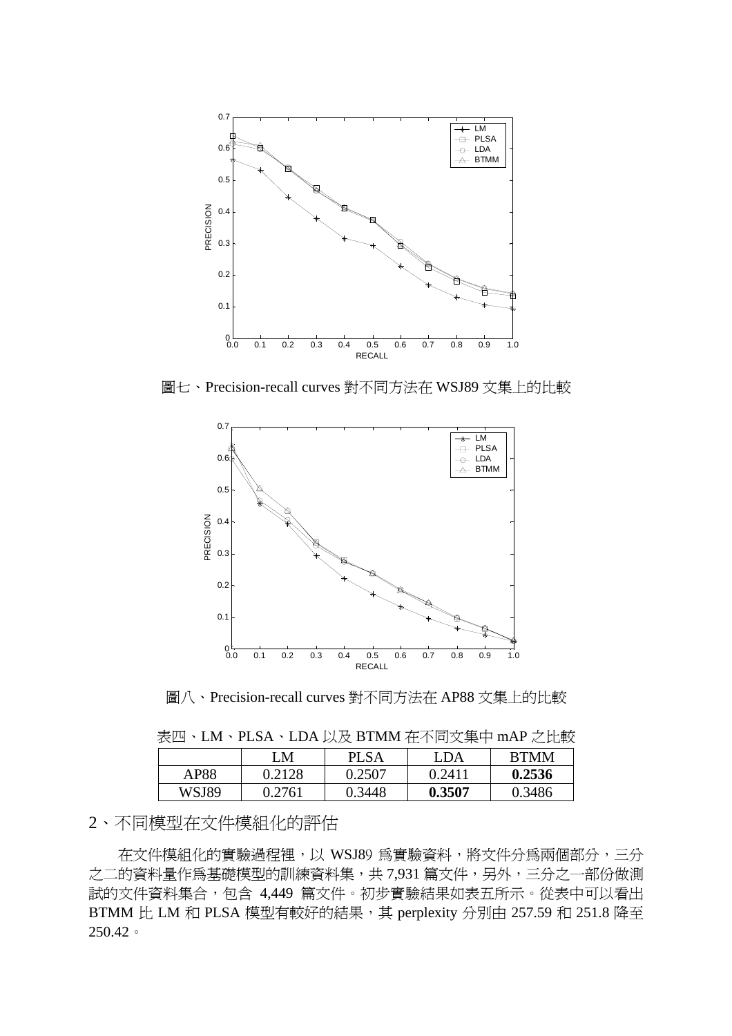圖七、Precision-recall curves 對不同方法在 WSJ89 文集上的比較

圖八、Precision-recall curves 對不同方法在 AP88 文集上的比較

表四、LM、PLSA、LDA 以及 BTMM 在不同文集中 mAP 之比較

| | LM | PLSA | LDA | BTMM |
|---|---|---|---|---|
| AP88 | 0.2128 | 0.2507 | 0.2411 | **0.2536** |
| WSJ89 | 0.2761 | 0.3448 | **0.3507** | 0.3486 |

## 2、不同模型在文件模組化的評估

在文件模組化的實驗過程裡，以 WSJ89 爲實驗資料，將文件分爲兩個部分，三分之二的資料量作爲基礎模型的訓練資料集，共 7,931 篇文件，另外，三分之一部份做測試的文件資料集合，包含 4,449 篇文件。初步實驗結果如表五所示。從表中可以看出 BTMM 比 LM 和 PLSA 模型有較好的結果，其 perplexity 分別由 257.59 和 251.8 降至 250.42。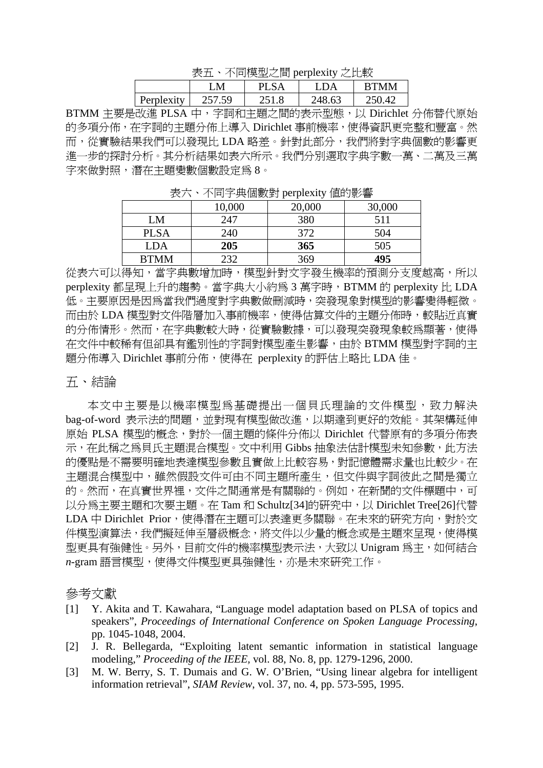表五、不同模型之間 perplexity 之比較

| | LM | PLSA | LDA | BTMM |
|---|---|---|---|---|
| Perplexity | 257.59 | 251.8 | 248.63 | 250.42 |

BTMM 主要是改進 PLSA 中，字詞和主題之間的表示型態，以 Dirichlet 分佈替代原始的多項分佈，在字詞的主題分佈上導入 Dirichlet 事前機率，使得資訊更完整和豐富。然而，從實驗結果我們可以發現比 LDA 略差。針對此部分，我們將對字典個數的影響更進一步的探討分析。其分析結果如表六所示。我們分別選取字典字數一萬、二萬及三萬字來做對照，潛在主題變數個數設定為 8。

表六、不同字典個數對 perplexity 值的影響

| | 10,000 | 20,000 | 30,000 |
|---|---|---|---|
| LM | 247 | 380 | 511 |
| PLSA | 240 | 372 | 504 |
| LDA | **205** | **365** | 505 |
| BTMM | 232 | 369 | **495** |

從表六可以得知，當字典數增加時，模型針對文字發生機率的預測分支度越高，所以 perplexity 都呈現上升的趨勢。當字典大小約為 3 萬字時，BTMM 的 perplexity 比 LDA 低。主要原因是因為當我們過度對字典數做刪減時，突發現象對模型的影響變得輕微。而由於 LDA 模型對文件階層加入事前機率，使得估算文件的主題分佈時，較貼近真實的分佈情形。然而，在字典數較大時，從實驗數據，可以發現突發現象較為顯著，使得在文件中較稀有但卻具有鑑別性的字詞對模型產生影響，由於 BTMM 模型對字詞的主題分佈導入 Dirichlet 事前分佈，使得在 perplexity 的評估上略比 LDA 佳。

## 五、結論

本文中主要是以機率模型為基礎提出一個貝氏理論的文件模型，致力解決 bag-of-word 表示法的問題，並對現有模型做改進，以期達到更好的效能。其架構延伸原始 PLSA 模型的概念，對於一個主題的條件分佈以 Dirichlet 代替原有的多項分佈表示，在此稱之為貝氏主題混合模型。文中利用 Gibbs 抽象法估計模型未知參數，此方法的優點是不需要明確地表達模型參數且實做上比較容易，對記憶體需求量也比較少。在主題混合模型中，雖然假設文件可由不同主題所產生，但文件與字詞彼此之間是獨立的。然而，在真實世界裡，文件之間通常是有關聯的。例如，在新聞的文件標題中，可以分為主要主題和次要主題。在 Tam 和 Schultz[34]的研究中，以 Dirichlet Tree[26]代替 LDA 中 Dirichlet Prior，使得潛在主題可以表達更多關聯。在未來的研究方向，對於文件模型演算法，我們擬延伸至層級概念，將文件以少量的概念或是主題來呈現，使得模型更具有強健性。另外，目前文件的機率模型表示法，大致以 Unigram 為主，如何結合 *n*-gram 語言模型，使得文件模型更具強健性，亦是未來研究工作。

## 參考文獻

[1] Y. Akita and T. Kawahara, "Language model adaptation based on PLSA of topics and speakers", *Proceedings of International Conference on Spoken Language Processing*, pp. 1045-1048, 2004.

[2] J. R. Bellegarda, "Exploiting latent semantic information in statistical language modeling," *Proceeding of the IEEE,* vol. 88, No. 8, pp. 1279-1296, 2000.

[3] M. W. Berry, S. T. Dumais and G. W. O'Brien, "Using linear algebra for intelligent information retrieval", *SIAM Review*, vol. 37, no. 4, pp. 573-595, 1995.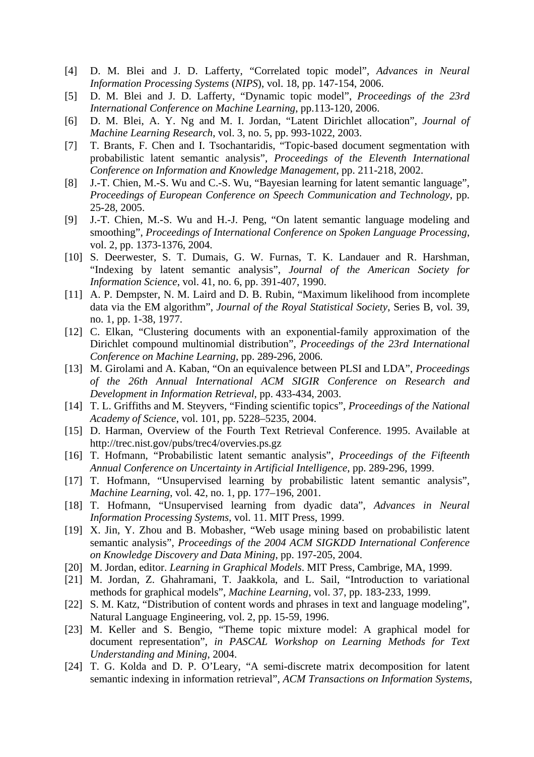[4] D. M. Blei and J. D. Lafferty, "Correlated topic model", *Advances in Neural Information Processing Systems* (*NIPS*), vol. 18, pp. 147-154, 2006.

[5] D. M. Blei and J. D. Lafferty, "Dynamic topic model", *Proceedings of the 23rd International Conference on Machine Learning*, pp.113-120, 2006.

[6] D. M. Blei, A. Y. Ng and M. I. Jordan, "Latent Dirichlet allocation", *Journal of Machine Learning Research*, vol. 3, no. 5, pp. 993-1022, 2003.

[7] T. Brants, F. Chen and I. Tsochantaridis, "Topic-based document segmentation with probabilistic latent semantic analysis", *Proceedings of the Eleventh International Conference on Information and Knowledge Management*, pp. 211-218, 2002.

[8] J.-T. Chien, M.-S. Wu and C.-S. Wu, "Bayesian learning for latent semantic language", *Proceedings of European Conference on Speech Communication and Technology*, pp. 25-28, 2005.

[9] J.-T. Chien, M.-S. Wu and H.-J. Peng, "On latent semantic language modeling and smoothing", *Proceedings of International Conference on Spoken Language Processing*, vol. 2, pp. 1373-1376, 2004.

[10] S. Deerwester, S. T. Dumais, G. W. Furnas, T. K. Landauer and R. Harshman, "Indexing by latent semantic analysis", *Journal of the American Society for Information Science*, vol. 41, no. 6, pp. 391-407, 1990.

[11] A. P. Dempster, N. M. Laird and D. B. Rubin, "Maximum likelihood from incomplete data via the EM algorithm", *Journal of the Royal Statistical Society*, Series B, vol. 39, no. 1, pp. 1-38, 1977.

[12] C. Elkan, "Clustering documents with an exponential-family approximation of the Dirichlet compound multinomial distribution", *Proceedings of the 23rd International Conference on Machine Learning*, pp. 289-296, 2006.

[13] M. Girolami and A. Kaban, "On an equivalence between PLSI and LDA", *Proceedings of the 26th Annual International ACM SIGIR Conference on Research and Development in Information Retrieval*, pp. 433-434, 2003.

[14] T. L. Griffiths and M. Steyvers, "Finding scientific topics", *Proceedings of the National Academy of Science*, vol. 101, pp. 5228–5235, 2004.

[15] D. Harman, Overview of the Fourth Text Retrieval Conference. 1995. Available at http://trec.nist.gov/pubs/trec4/overvies.ps.gz

[16] T. Hofmann, "Probabilistic latent semantic analysis", *Proceedings of the Fifteenth Annual Conference on Uncertainty in Artificial Intelligence*, pp. 289-296, 1999.

[17] T. Hofmann, "Unsupervised learning by probabilistic latent semantic analysis", *Machine Learning*, vol. 42, no. 1, pp. 177–196, 2001.

[18] T. Hofmann, "Unsupervised learning from dyadic data", *Advances in Neural Information Processing Systems*, vol. 11. MIT Press, 1999.

[19] X. Jin, Y. Zhou and B. Mobasher, "Web usage mining based on probabilistic latent semantic analysis", *Proceedings of the 2004 ACM SIGKDD International Conference on Knowledge Discovery and Data Mining*, pp. 197-205, 2004.

[20] M. Jordan, editor. *Learning in Graphical Models*. MIT Press, Cambrige, MA, 1999.

[21] M. Jordan, Z. Ghahramani, T. Jaakkola, and L. Sail, "Introduction to variational methods for graphical models", *Machine Learning*, vol. 37, pp. 183-233, 1999.

[22] S. M. Katz, "Distribution of content words and phrases in text and language modeling", Natural Language Engineering, vol. 2, pp. 15-59, 1996.

[23] M. Keller and S. Bengio, "Theme topic mixture model: A graphical model for document representation", *in PASCAL Workshop on Learning Methods for Text Understanding and Mining*, 2004.

[24] T. G. Kolda and D. P. O'Leary, "A semi-discrete matrix decomposition for latent semantic indexing in information retrieval", *ACM Transactions on Information Systems*,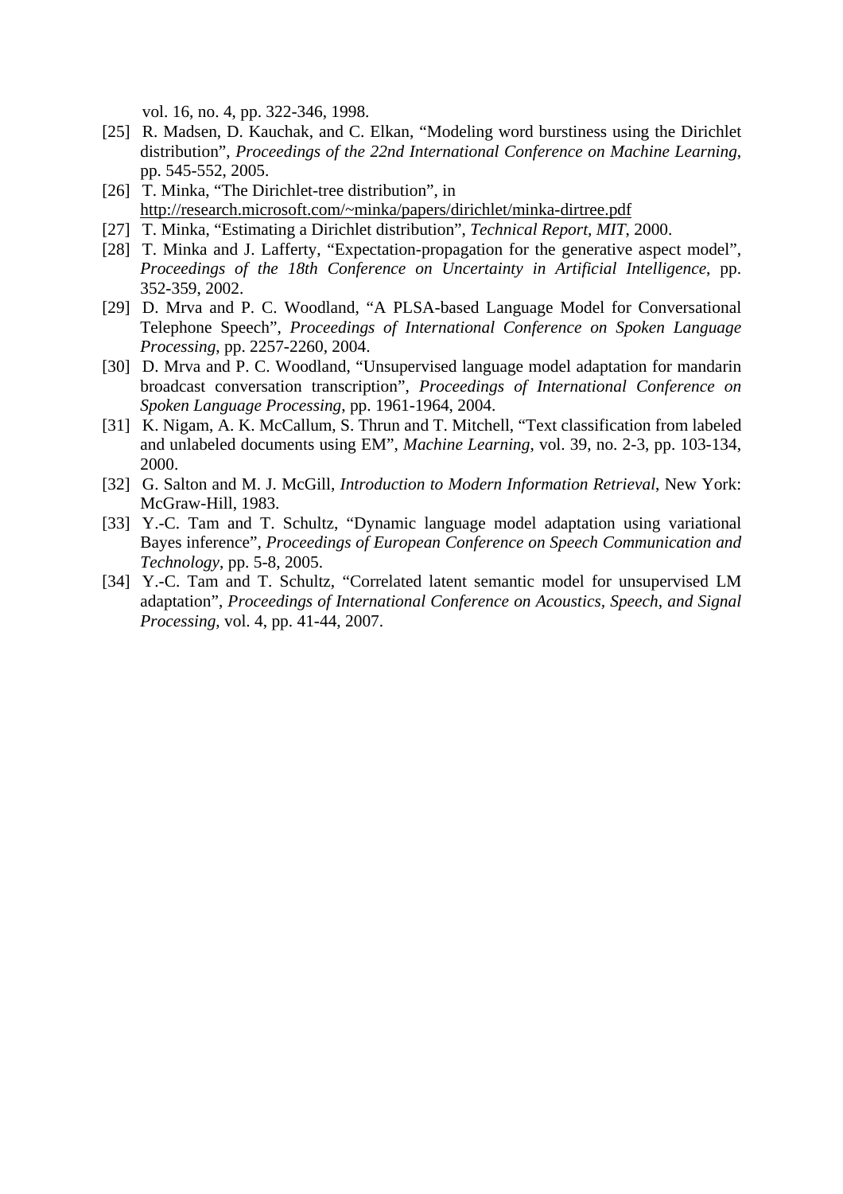vol. 16, no. 4, pp. 322-346, 1998.

[25] R. Madsen, D. Kauchak, and C. Elkan, "Modeling word burstiness using the Dirichlet distribution", *Proceedings of the 22nd International Conference on Machine Learning*, pp. 545-552, 2005.

[26] T. Minka, "The Dirichlet-tree distribution", in http://research.microsoft.com/~minka/papers/dirichlet/minka-dirtree.pdf

[27] T. Minka, "Estimating a Dirichlet distribution", *Technical Report, MIT*, 2000.

[28] T. Minka and J. Lafferty, "Expectation-propagation for the generative aspect model", *Proceedings of the 18th Conference on Uncertainty in Artificial Intelligence*, pp. 352-359, 2002.

[29] D. Mrva and P. C. Woodland, "A PLSA-based Language Model for Conversational Telephone Speech", *Proceedings of International Conference on Spoken Language Processing*, pp. 2257-2260, 2004.

[30] D. Mrva and P. C. Woodland, "Unsupervised language model adaptation for mandarin broadcast conversation transcription", *Proceedings of International Conference on Spoken Language Processing*, pp. 1961-1964, 2004.

[31] K. Nigam, A. K. McCallum, S. Thrun and T. Mitchell, "Text classification from labeled and unlabeled documents using EM", *Machine Learning*, vol. 39, no. 2-3, pp. 103-134, 2000.

[32] G. Salton and M. J. McGill, *Introduction to Modern Information Retrieval*, New York: McGraw-Hill, 1983.

[33] Y.-C. Tam and T. Schultz, "Dynamic language model adaptation using variational Bayes inference", *Proceedings of European Conference on Speech Communication and Technology*, pp. 5-8, 2005.

[34] Y.-C. Tam and T. Schultz, "Correlated latent semantic model for unsupervised LM adaptation", *Proceedings of International Conference on Acoustics, Speech, and Signal Processing*, vol. 4, pp. 41-44, 2007.